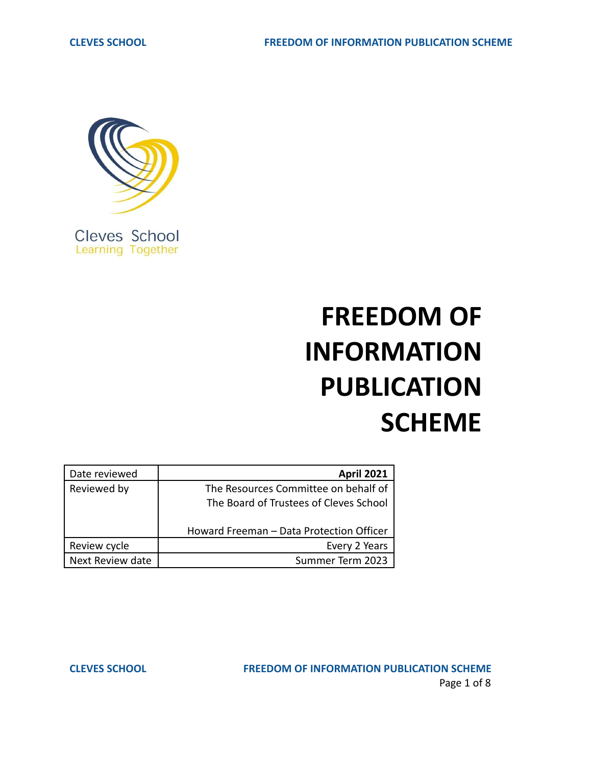Cleves School
Learning Together

# FREEDOM OF INFORMATION PUBLICATION SCHEME

| Date reviewed | **April 2021** |
|---|---|
| Reviewed by | The Resources Committee on behalf of The Board of Trustees of Cleves School<br><br>Howard Freeman – Data Protection Officer |
| Review cycle | Every 2 Years |
| Next Review date | Summer Term 2023 |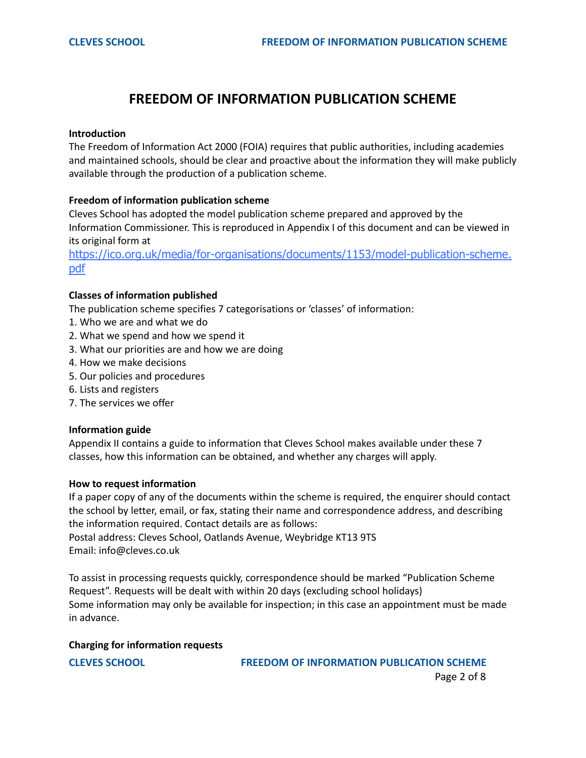# FREEDOM OF INFORMATION PUBLICATION SCHEME

**Introduction**

The Freedom of Information Act 2000 (FOIA) requires that public authorities, including academies and maintained schools, should be clear and proactive about the information they will make publicly available through the production of a publication scheme.

**Freedom of information publication scheme**

Cleves School has adopted the model publication scheme prepared and approved by the Information Commissioner. This is reproduced in Appendix I of this document and can be viewed in its original form at
https://ico.org.uk/media/for-organisations/documents/1153/model-publication-scheme.pdf

**Classes of information published**

The publication scheme specifies 7 categorisations or 'classes' of information:

1. Who we are and what we do
2. What we spend and how we spend it
3. What our priorities are and how we are doing
4. How we make decisions
5. Our policies and procedures
6. Lists and registers
7. The services we offer

**Information guide**

Appendix II contains a guide to information that Cleves School makes available under these 7 classes, how this information can be obtained, and whether any charges will apply.

**How to request information**

If a paper copy of any of the documents within the scheme is required, the enquirer should contact the school by letter, email, or fax, stating their name and correspondence address, and describing the information required. Contact details are as follows:
Postal address: Cleves School, Oatlands Avenue, Weybridge KT13 9TS
Email: info@cleves.co.uk

To assist in processing requests quickly, correspondence should be marked "Publication Scheme Request". Requests will be dealt with within 20 days (excluding school holidays)
Some information may only be available for inspection; in this case an appointment must be made in advance.

**Charging for information requests**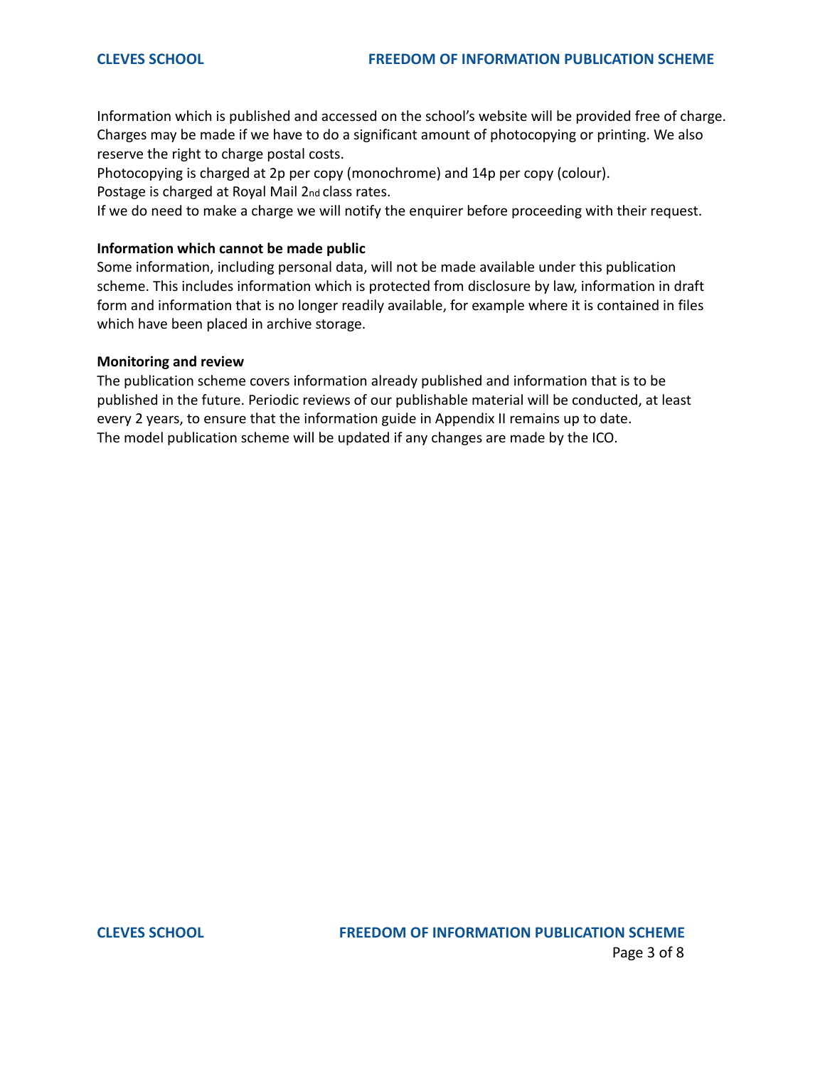Information which is published and accessed on the school's website will be provided free of charge. Charges may be made if we have to do a significant amount of photocopying or printing. We also reserve the right to charge postal costs.

Photocopying is charged at 2p per copy (monochrome) and 14p per copy (colour).

Postage is charged at Royal Mail 2nd class rates.

If we do need to make a charge we will notify the enquirer before proceeding with their request.

**Information which cannot be made public**

Some information, including personal data, will not be made available under this publication scheme. This includes information which is protected from disclosure by law, information in draft form and information that is no longer readily available, for example where it is contained in files which have been placed in archive storage.

**Monitoring and review**

The publication scheme covers information already published and information that is to be published in the future. Periodic reviews of our publishable material will be conducted, at least every 2 years, to ensure that the information guide in Appendix II remains up to date.

The model publication scheme will be updated if any changes are made by the ICO.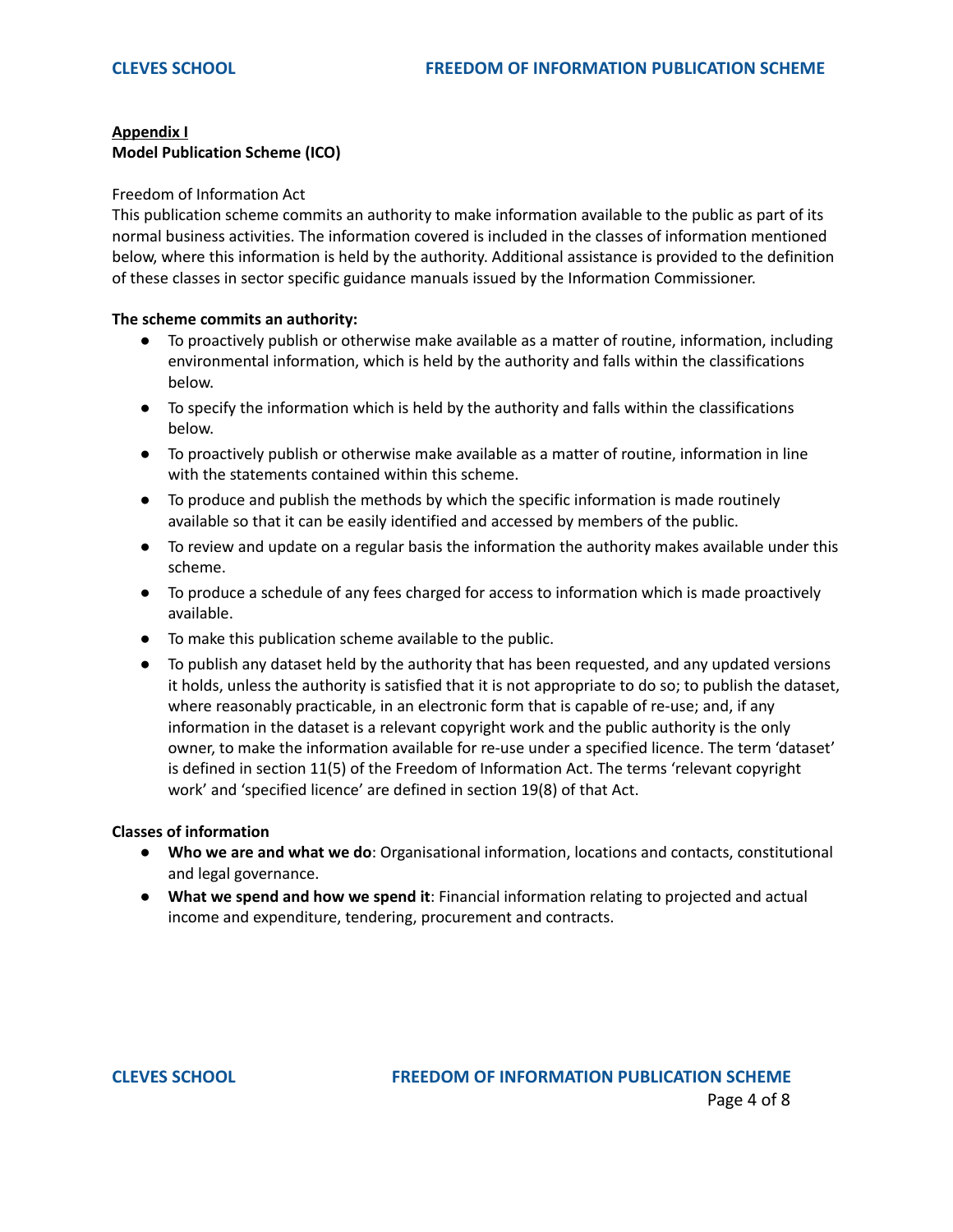**Appendix I**
**Model Publication Scheme (ICO)**

Freedom of Information Act
This publication scheme commits an authority to make information available to the public as part of its normal business activities. The information covered is included in the classes of information mentioned below, where this information is held by the authority. Additional assistance is provided to the definition of these classes in sector specific guidance manuals issued by the Information Commissioner.

**The scheme commits an authority:**

- To proactively publish or otherwise make available as a matter of routine, information, including environmental information, which is held by the authority and falls within the classifications below.
- To specify the information which is held by the authority and falls within the classifications below.
- To proactively publish or otherwise make available as a matter of routine, information in line with the statements contained within this scheme.
- To produce and publish the methods by which the specific information is made routinely available so that it can be easily identified and accessed by members of the public.
- To review and update on a regular basis the information the authority makes available under this scheme.
- To produce a schedule of any fees charged for access to information which is made proactively available.
- To make this publication scheme available to the public.
- To publish any dataset held by the authority that has been requested, and any updated versions it holds, unless the authority is satisfied that it is not appropriate to do so; to publish the dataset, where reasonably practicable, in an electronic form that is capable of re-use; and, if any information in the dataset is a relevant copyright work and the public authority is the only owner, to make the information available for re-use under a specified licence. The term 'dataset' is defined in section 11(5) of the Freedom of Information Act. The terms 'relevant copyright work' and 'specified licence' are defined in section 19(8) of that Act.

**Classes of information**

- **Who we are and what we do**: Organisational information, locations and contacts, constitutional and legal governance.
- **What we spend and how we spend it**: Financial information relating to projected and actual income and expenditure, tendering, procurement and contracts.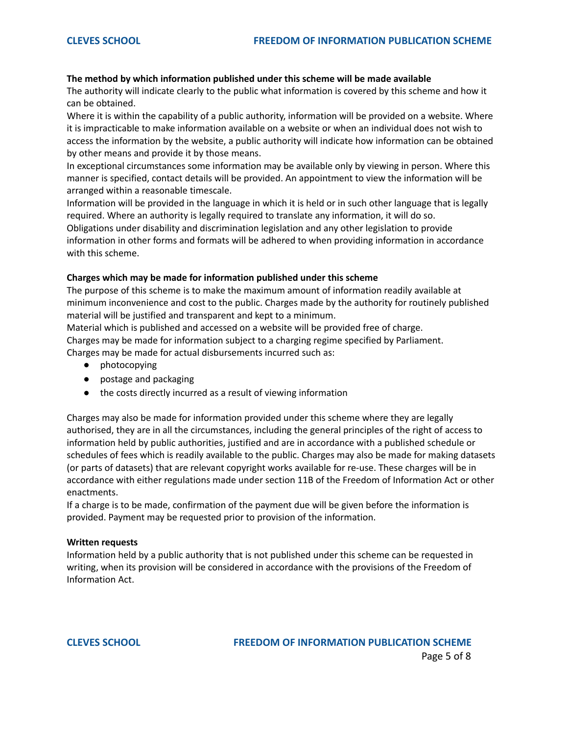**The method by which information published under this scheme will be made available**

The authority will indicate clearly to the public what information is covered by this scheme and how it can be obtained.

Where it is within the capability of a public authority, information will be provided on a website. Where it is impracticable to make information available on a website or when an individual does not wish to access the information by the website, a public authority will indicate how information can be obtained by other means and provide it by those means.

In exceptional circumstances some information may be available only by viewing in person. Where this manner is specified, contact details will be provided. An appointment to view the information will be arranged within a reasonable timescale.

Information will be provided in the language in which it is held or in such other language that is legally required. Where an authority is legally required to translate any information, it will do so.

Obligations under disability and discrimination legislation and any other legislation to provide information in other forms and formats will be adhered to when providing information in accordance with this scheme.

**Charges which may be made for information published under this scheme**

The purpose of this scheme is to make the maximum amount of information readily available at minimum inconvenience and cost to the public. Charges made by the authority for routinely published material will be justified and transparent and kept to a minimum.

Material which is published and accessed on a website will be provided free of charge.

Charges may be made for information subject to a charging regime specified by Parliament.

Charges may be made for actual disbursements incurred such as:

- photocopying
- postage and packaging
- the costs directly incurred as a result of viewing information

Charges may also be made for information provided under this scheme where they are legally authorised, they are in all the circumstances, including the general principles of the right of access to information held by public authorities, justified and are in accordance with a published schedule or schedules of fees which is readily available to the public. Charges may also be made for making datasets (or parts of datasets) that are relevant copyright works available for re-use. These charges will be in accordance with either regulations made under section 11B of the Freedom of Information Act or other enactments.

If a charge is to be made, confirmation of the payment due will be given before the information is provided. Payment may be requested prior to provision of the information.

**Written requests**

Information held by a public authority that is not published under this scheme can be requested in writing, when its provision will be considered in accordance with the provisions of the Freedom of Information Act.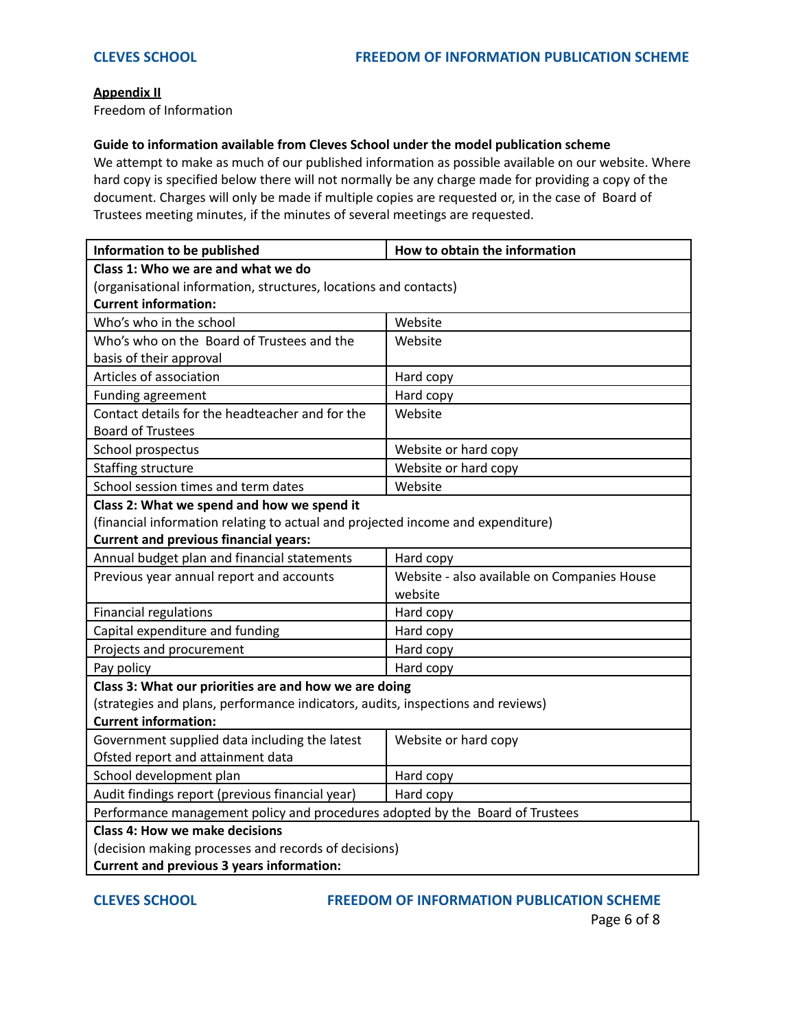**Appendix II**

Freedom of Information

**Guide to information available from Cleves School under the model publication scheme**

We attempt to make as much of our published information as possible available on our website. Where hard copy is specified below there will not normally be any charge made for providing a copy of the document. Charges will only be made if multiple copies are requested or, in the case of Board of Trustees meeting minutes, if the minutes of several meetings are requested.

| Information to be published | How to obtain the information |
|---|---|
| **Class 1: Who we are and what we do**<br>(organisational information, structures, locations and contacts)<br>**Current information:** | |
| Who's who in the school | Website |
| Who's who on the Board of Trustees and the basis of their approval | Website |
| Articles of association | Hard copy |
| Funding agreement | Hard copy |
| Contact details for the headteacher and for the Board of Trustees | Website |
| School prospectus | Website or hard copy |
| Staffing structure | Website or hard copy |
| School session times and term dates | Website |
| **Class 2: What we spend and how we spend it**<br>(financial information relating to actual and projected income and expenditure)<br>**Current and previous financial years:** | |
| Annual budget plan and financial statements | Hard copy |
| Previous year annual report and accounts | Website - also available on Companies House website |
| Financial regulations | Hard copy |
| Capital expenditure and funding | Hard copy |
| Projects and procurement | Hard copy |
| Pay policy | Hard copy |
| **Class 3: What our priorities are and how we are doing**<br>(strategies and plans, performance indicators, audits, inspections and reviews)<br>**Current information:** | |
| Government supplied data including the latest Ofsted report and attainment data | Website or hard copy |
| School development plan | Hard copy |
| Audit findings report (previous financial year) | Hard copy |
| Performance management policy and procedures adopted by the Board of Trustees | |
| **Class 4: How we make decisions**<br>(decision making processes and records of decisions)<br>**Current and previous 3 years information:** | |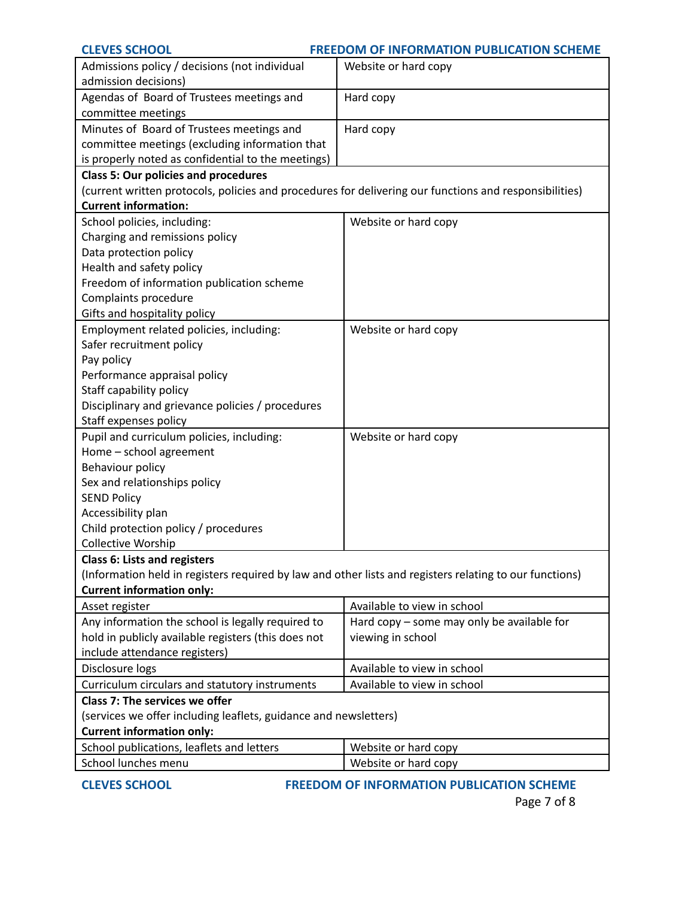| | |
|---|---|
| Admissions policy / decisions (not individual admission decisions) | Website or hard copy |
| Agendas of Board of Trustees meetings and committee meetings | Hard copy |
| Minutes of Board of Trustees meetings and committee meetings (excluding information that is properly noted as confidential to the meetings) | Hard copy |
| **Class 5: Our policies and procedures**<br>(current written protocols, policies and procedures for delivering our functions and responsibilities)<br>**Current information:** | |
| School policies, including:<br>Charging and remissions policy<br>Data protection policy<br>Health and safety policy<br>Freedom of information publication scheme<br>Complaints procedure<br>Gifts and hospitality policy | Website or hard copy |
| Employment related policies, including:<br>Safer recruitment policy<br>Pay policy<br>Performance appraisal policy<br>Staff capability policy<br>Disciplinary and grievance policies / procedures<br>Staff expenses policy | Website or hard copy |
| Pupil and curriculum policies, including:<br>Home – school agreement<br>Behaviour policy<br>Sex and relationships policy<br>SEND Policy<br>Accessibility plan<br>Child protection policy / procedures<br>Collective Worship | Website or hard copy |
| **Class 6: Lists and registers**<br>(Information held in registers required by law and other lists and registers relating to our functions)<br>**Current information only:** | |
| Asset register | Available to view in school |
| Any information the school is legally required to hold in publicly available registers (this does not include attendance registers) | Hard copy – some may only be available for viewing in school |
| Disclosure logs | Available to view in school |
| Curriculum circulars and statutory instruments | Available to view in school |
| **Class 7: The services we offer**<br>(services we offer including leaflets, guidance and newsletters)<br>**Current information only:** | |
| School publications, leaflets and letters | Website or hard copy |
| School lunches menu | Website or hard copy |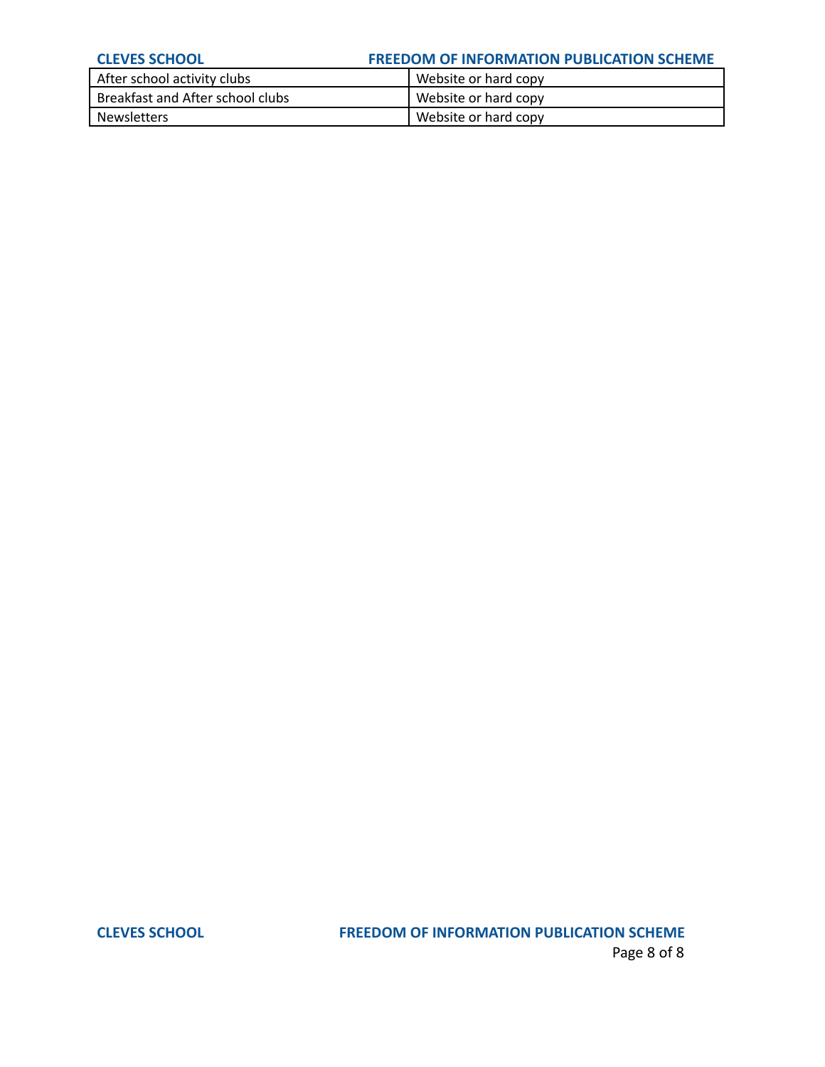| | |
|---|---|
| After school activity clubs | Website or hard copy |
| Breakfast and After school clubs | Website or hard copy |
| Newsletters | Website or hard copy |